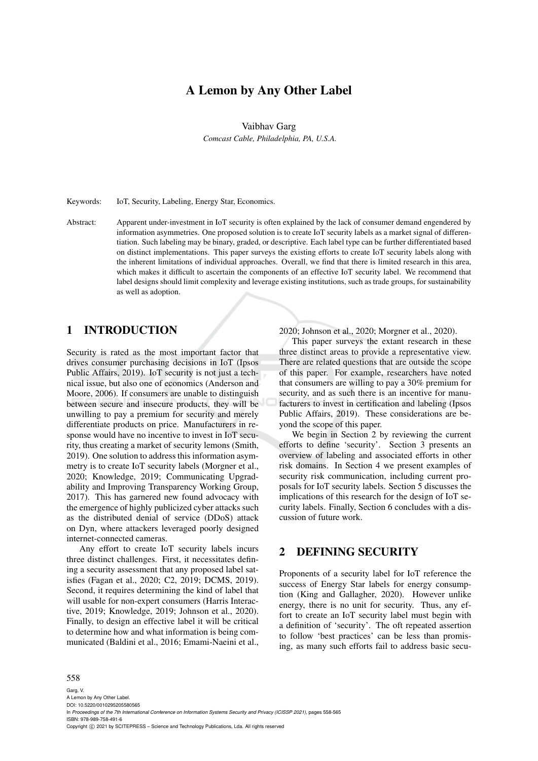# A Lemon by Any Other Label

Vaibhav Garg

*Comcast Cable, Philadelphia, PA, U.S.A.*

Keywords: IoT, Security, Labeling, Energy Star, Economics.

Abstract: Apparent under-investment in IoT security is often explained by the lack of consumer demand engendered by information asymmetries. One proposed solution is to create IoT security labels as a market signal of differentiation. Such labeling may be binary, graded, or descriptive. Each label type can be further differentiated based on distinct implementations. This paper surveys the existing efforts to create IoT security labels along with the inherent limitations of individual approaches. Overall, we find that there is limited research in this area, which makes it difficult to ascertain the components of an effective IoT security label. We recommend that label designs should limit complexity and leverage existing institutions, such as trade groups, for sustainability as well as adoption.

## 1 INTRODUCTION

Security is rated as the most important factor that drives consumer purchasing decisions in IoT (Ipsos Public Affairs, 2019). IoT security is not just a technical issue, but also one of economics (Anderson and Moore, 2006). If consumers are unable to distinguish between secure and insecure products, they will be unwilling to pay a premium for security and merely differentiate products on price. Manufacturers in response would have no incentive to invest in IoT security, thus creating a market of security lemons (Smith, 2019). One solution to address this information asymmetry is to create IoT security labels (Morgner et al., 2020; Knowledge, 2019; Communicating Upgradability and Improving Transparency Working Group, 2017). This has garnered new found advocacy with the emergence of highly publicized cyber attacks such as the distributed denial of service (DDoS) attack on Dyn, where attackers leveraged poorly designed internet-connected cameras.

Any effort to create IoT security labels incurs three distinct challenges. First, it necessitates defining a security assessment that any proposed label satisfies (Fagan et al., 2020; C2, 2019; DCMS, 2019). Second, it requires determining the kind of label that will usable for non-expert consumers (Harris Interactive, 2019; Knowledge, 2019; Johnson et al., 2020). Finally, to design an effective label it will be critical to determine how and what information is being communicated (Baldini et al., 2016; Emami-Naeini et al., 2020; Johnson et al., 2020; Morgner et al., 2020).

This paper surveys the extant research in these three distinct areas to provide a representative view. There are related questions that are outside the scope of this paper. For example, researchers have noted that consumers are willing to pay a 30% premium for security, and as such there is an incentive for manufacturers to invest in certification and labeling (Ipsos Public Affairs, 2019). These considerations are beyond the scope of this paper.

We begin in Section 2 by reviewing the current efforts to define 'security'. Section 3 presents an overview of labeling and associated efforts in other risk domains. In Section 4 we present examples of security risk communication, including current proposals for IoT security labels. Section 5 discusses the implications of this research for the design of IoT security labels. Finally, Section 6 concludes with a discussion of future work.

## 2 DEFINING SECURITY

Proponents of a security label for IoT reference the success of Energy Star labels for energy consumption (King and Gallagher, 2020). However unlike energy, there is no unit for security. Thus, any effort to create an IoT security label must begin with a definition of 'security'. The oft repeated assertion to follow 'best practices' can be less than promising, as many such efforts fail to address basic secu-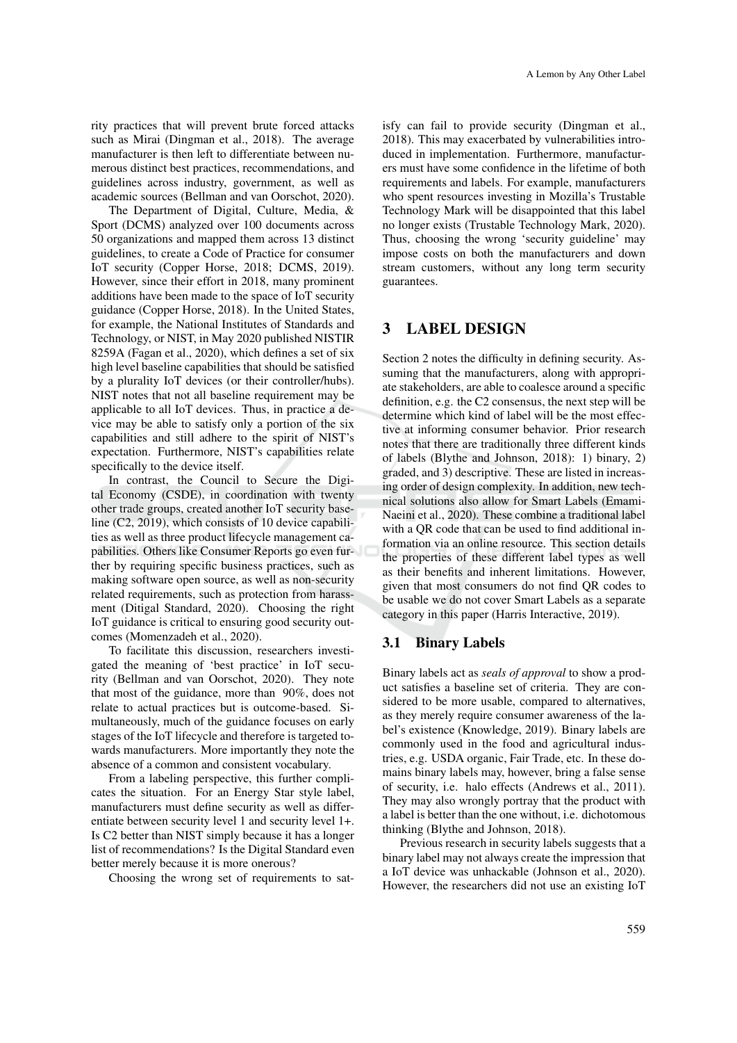rity practices that will prevent brute forced attacks such as Mirai (Dingman et al., 2018). The average manufacturer is then left to differentiate between numerous distinct best practices, recommendations, and guidelines across industry, government, as well as academic sources (Bellman and van Oorschot, 2020).

The Department of Digital, Culture, Media, & Sport (DCMS) analyzed over 100 documents across 50 organizations and mapped them across 13 distinct guidelines, to create a Code of Practice for consumer IoT security (Copper Horse, 2018; DCMS, 2019). However, since their effort in 2018, many prominent additions have been made to the space of IoT security guidance (Copper Horse, 2018). In the United States, for example, the National Institutes of Standards and Technology, or NIST, in May 2020 published NISTIR 8259A (Fagan et al., 2020), which defines a set of six high level baseline capabilities that should be satisfied by a plurality IoT devices (or their controller/hubs). NIST notes that not all baseline requirement may be applicable to all IoT devices. Thus, in practice a device may be able to satisfy only a portion of the six capabilities and still adhere to the spirit of NIST's expectation. Furthermore, NIST's capabilities relate specifically to the device itself.

In contrast, the Council to Secure the Digital Economy (CSDE), in coordination with twenty other trade groups, created another IoT security baseline (C2, 2019), which consists of 10 device capabilities as well as three product lifecycle management capabilities. Others like Consumer Reports go even further by requiring specific business practices, such as making software open source, as well as non-security related requirements, such as protection from harassment (Ditigal Standard, 2020). Choosing the right IoT guidance is critical to ensuring good security outcomes (Momenzadeh et al., 2020).

To facilitate this discussion, researchers investigated the meaning of 'best practice' in IoT security (Bellman and van Oorschot, 2020). They note that most of the guidance, more than 90%, does not relate to actual practices but is outcome-based. Simultaneously, much of the guidance focuses on early stages of the IoT lifecycle and therefore is targeted towards manufacturers. More importantly they note the absence of a common and consistent vocabulary.

From a labeling perspective, this further complicates the situation. For an Energy Star style label, manufacturers must define security as well as differentiate between security level 1 and security level 1+. Is C2 better than NIST simply because it has a longer list of recommendations? Is the Digital Standard even better merely because it is more onerous?

Choosing the wrong set of requirements to satisfy can fail to provide security (Dingman et al., 2018). This may exacerbated by vulnerabilities introduced in implementation. Furthermore, manufacturers must have some confidence in the lifetime of both requirements and labels. For example, manufacturers who spent resources investing in Mozilla's Trustable Technology Mark will be disappointed that this label no longer exists (Trustable Technology Mark, 2020). Thus, choosing the wrong 'security guideline' may impose costs on both the manufacturers and down stream customers, without any long term security guarantees.

# 3 LABEL DESIGN

Section 2 notes the difficulty in defining security. Assuming that the manufacturers, along with appropriate stakeholders, are able to coalesce around a specific definition, e.g. the C2 consensus, the next step will be determine which kind of label will be the most effective at informing consumer behavior. Prior research notes that there are traditionally three different kinds of labels (Blythe and Johnson, 2018): 1) binary, 2) graded, and 3) descriptive. These are listed in increasing order of design complexity. In addition, new technical solutions also allow for Smart Labels (Emami-Naeini et al., 2020). These combine a traditional label with a QR code that can be used to find additional information via an online resource. This section details the properties of these different label types as well as their benefits and inherent limitations. However, given that most consumers do not find QR codes to be usable we do not cover Smart Labels as a separate category in this paper (Harris Interactive, 2019).

## 3.1 Binary Labels

Binary labels act as *seals of approval* to show a product satisfies a baseline set of criteria. They are considered to be more usable, compared to alternatives, as they merely require consumer awareness of the label's existence (Knowledge, 2019). Binary labels are commonly used in the food and agricultural industries, e.g. USDA organic, Fair Trade, etc. In these domains binary labels may, however, bring a false sense of security, i.e. halo effects (Andrews et al., 2011). They may also wrongly portray that the product with a label is better than the one without, i.e. dichotomous thinking (Blythe and Johnson, 2018).

Previous research in security labels suggests that a binary label may not always create the impression that a IoT device was unhackable (Johnson et al., 2020). However, the researchers did not use an existing IoT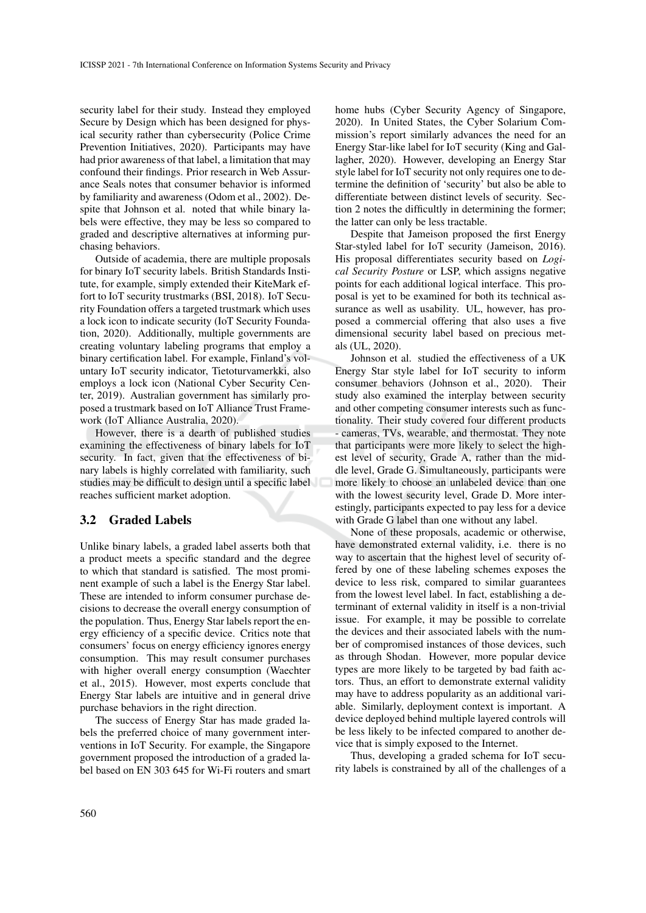security label for their study. Instead they employed Secure by Design which has been designed for physical security rather than cybersecurity (Police Crime Prevention Initiatives, 2020). Participants may have had prior awareness of that label, a limitation that may confound their findings. Prior research in Web Assurance Seals notes that consumer behavior is informed by familiarity and awareness (Odom et al., 2002). Despite that Johnson et al. noted that while binary labels were effective, they may be less so compared to graded and descriptive alternatives at informing purchasing behaviors.

Outside of academia, there are multiple proposals for binary IoT security labels. British Standards Institute, for example, simply extended their KiteMark effort to IoT security trustmarks (BSI, 2018). IoT Security Foundation offers a targeted trustmark which uses a lock icon to indicate security (IoT Security Foundation, 2020). Additionally, multiple governments are creating voluntary labeling programs that employ a binary certification label. For example, Finland's voluntary IoT security indicator, Tietoturvamerkki, also employs a lock icon (National Cyber Security Center, 2019). Australian government has similarly proposed a trustmark based on IoT Alliance Trust Framework (IoT Alliance Australia, 2020).

However, there is a dearth of published studies examining the effectiveness of binary labels for IoT security. In fact, given that the effectiveness of binary labels is highly correlated with familiarity, such studies may be difficult to design until a specific label reaches sufficient market adoption.

### 3.2 Graded Labels

Unlike binary labels, a graded label asserts both that a product meets a specific standard and the degree to which that standard is satisfied. The most prominent example of such a label is the Energy Star label. These are intended to inform consumer purchase decisions to decrease the overall energy consumption of the population. Thus, Energy Star labels report the energy efficiency of a specific device. Critics note that consumers' focus on energy efficiency ignores energy consumption. This may result consumer purchases with higher overall energy consumption (Waechter et al., 2015). However, most experts conclude that Energy Star labels are intuitive and in general drive purchase behaviors in the right direction.

The success of Energy Star has made graded labels the preferred choice of many government interventions in IoT Security. For example, the Singapore government proposed the introduction of a graded label based on EN 303 645 for Wi-Fi routers and smart home hubs (Cyber Security Agency of Singapore, 2020). In United States, the Cyber Solarium Commission's report similarly advances the need for an Energy Star-like label for IoT security (King and Gallagher, 2020). However, developing an Energy Star style label for IoT security not only requires one to determine the definition of 'security' but also be able to differentiate between distinct levels of security. Section 2 notes the difficultly in determining the former; the latter can only be less tractable.

Despite that Jameison proposed the first Energy Star-styled label for IoT security (Jameison, 2016). His proposal differentiates security based on *Logical Security Posture* or LSP, which assigns negative points for each additional logical interface. This proposal is yet to be examined for both its technical assurance as well as usability. UL, however, has proposed a commercial offering that also uses a five dimensional security label based on precious metals (UL, 2020).

Johnson et al. studied the effectiveness of a UK Energy Star style label for IoT security to inform consumer behaviors (Johnson et al., 2020). Their study also examined the interplay between security and other competing consumer interests such as functionality. Their study covered four different products - cameras, TVs, wearable, and thermostat. They note that participants were more likely to select the highest level of security, Grade A, rather than the middle level, Grade G. Simultaneously, participants were more likely to choose an unlabeled device than one with the lowest security level, Grade D. More interestingly, participants expected to pay less for a device with Grade G label than one without any label.

None of these proposals, academic or otherwise, have demonstrated external validity, i.e. there is no way to ascertain that the highest level of security offered by one of these labeling schemes exposes the device to less risk, compared to similar guarantees from the lowest level label. In fact, establishing a determinant of external validity in itself is a non-trivial issue. For example, it may be possible to correlate the devices and their associated labels with the number of compromised instances of those devices, such as through Shodan. However, more popular device types are more likely to be targeted by bad faith actors. Thus, an effort to demonstrate external validity may have to address popularity as an additional variable. Similarly, deployment context is important. A device deployed behind multiple layered controls will be less likely to be infected compared to another device that is simply exposed to the Internet.

Thus, developing a graded schema for IoT security labels is constrained by all of the challenges of a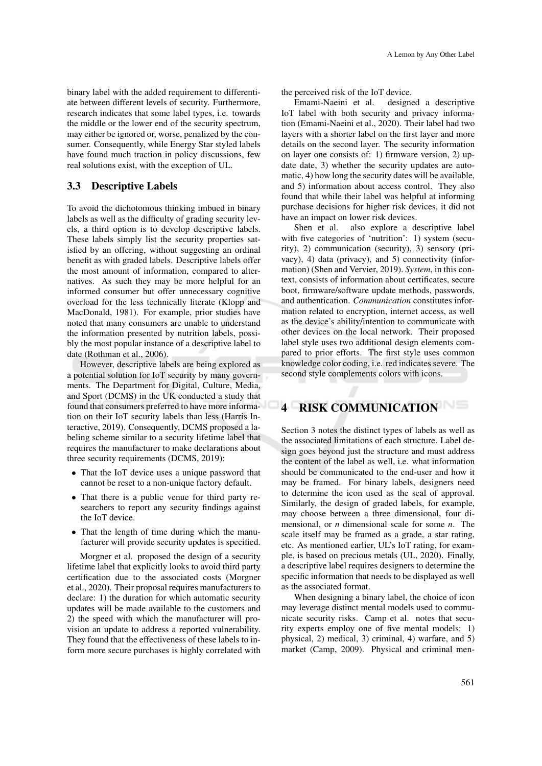binary label with the added requirement to differentiate between different levels of security. Furthermore, research indicates that some label types, i.e. towards the middle or the lower end of the security spectrum, may either be ignored or, worse, penalized by the consumer. Consequently, while Energy Star styled labels have found much traction in policy discussions, few real solutions exist, with the exception of UL.

### 3.3 Descriptive Labels

To avoid the dichotomous thinking imbued in binary labels as well as the difficulty of grading security levels, a third option is to develop descriptive labels. These labels simply list the security properties satisfied by an offering, without suggesting an ordinal benefit as with graded labels. Descriptive labels offer the most amount of information, compared to alternatives. As such they may be more helpful for an informed consumer but offer unnecessary cognitive overload for the less technically literate (Klopp and MacDonald, 1981). For example, prior studies have noted that many consumers are unable to understand the information presented by nutrition labels, possibly the most popular instance of a descriptive label to date (Rothman et al., 2006).

However, descriptive labels are being explored as a potential solution for IoT security by many governments. The Department for Digital, Culture, Media, and Sport (DCMS) in the UK conducted a study that found that consumers preferred to have more information on their IoT security labels than less (Harris Interactive, 2019). Consequently, DCMS proposed a labeling scheme similar to a security lifetime label that requires the manufacturer to make declarations about three security requirements (DCMS, 2019):

- That the IoT device uses a unique password that cannot be reset to a non-unique factory default.
- That there is a public venue for third party researchers to report any security findings against the IoT device.
- That the length of time during which the manufacturer will provide security updates is specified.

Morgner et al. proposed the design of a security lifetime label that explicitly looks to avoid third party certification due to the associated costs (Morgner et al., 2020). Their proposal requires manufacturers to declare: 1) the duration for which automatic security updates will be made available to the customers and 2) the speed with which the manufacturer will provision an update to address a reported vulnerability. They found that the effectiveness of these labels to inform more secure purchases is highly correlated with the perceived risk of the IoT device.

Emami-Naeini et al. designed a descriptive IoT label with both security and privacy information (Emami-Naeini et al., 2020). Their label had two layers with a shorter label on the first layer and more details on the second layer. The security information on layer one consists of: 1) firmware version, 2) update date, 3) whether the security updates are automatic, 4) how long the security dates will be available, and 5) information about access control. They also found that while their label was helpful at informing purchase decisions for higher risk devices, it did not have an impact on lower risk devices.

Shen et al. also explore a descriptive label with five categories of 'nutrition': 1) system (security), 2) communication (security), 3) sensory (privacy), 4) data (privacy), and 5) connectivity (information) (Shen and Vervier, 2019). *System*, in this context, consists of information about certificates, secure boot, firmware/software update methods, passwords, and authentication. *Communication* constitutes information related to encryption, internet access, as well as the device's ability/intention to communicate with other devices on the local network. Their proposed label style uses two additional design elements compared to prior efforts. The first style uses common knowledge color coding, i.e. red indicates severe. The second style complements colors with icons.

## 4 RISK COMMUNICATION

Section 3 notes the distinct types of labels as well as the associated limitations of each structure. Label design goes beyond just the structure and must address the content of the label as well, i.e. what information should be communicated to the end-user and how it may be framed. For binary labels, designers need to determine the icon used as the seal of approval. Similarly, the design of graded labels, for example, may choose between a three dimensional, four dimensional, or $n$ dimensional scale for some $n$. The scale itself may be framed as a grade, a star rating, etc. As mentioned earlier, UL's IoT rating, for example, is based on precious metals (UL, 2020). Finally, a descriptive label requires designers to determine the specific information that needs to be displayed as well as the associated format.

When designing a binary label, the choice of icon may leverage distinct mental models used to communicate security risks. Camp et al. notes that security experts employ one of five mental models: 1) physical, 2) medical, 3) criminal, 4) warfare, and 5) market (Camp, 2009). Physical and criminal men-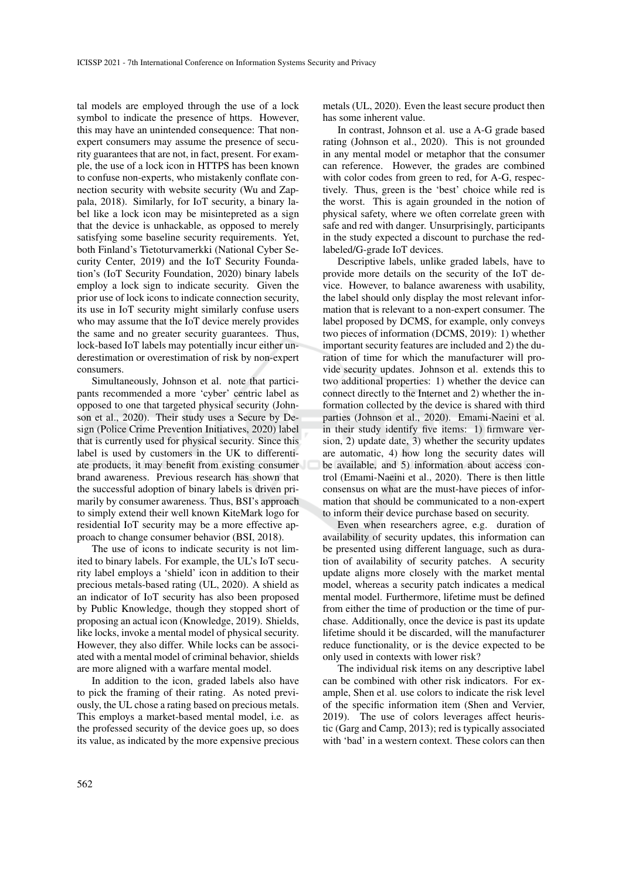tal models are employed through the use of a lock symbol to indicate the presence of https. However, this may have an unintended consequence: That non-expert consumers may assume the presence of security guarantees that are not, in fact, present. For example, the use of a lock icon in HTTPS has been known to confuse non-experts, who mistakenly conflate connection security with website security (Wu and Zappala, 2018). Similarly, for IoT security, a binary label like a lock icon may be misintepreted as a sign that the device is unhackable, as opposed to merely satisfying some baseline security requirements. Yet, both Finland's Tietoturvamerkki (National Cyber Security Center, 2019) and the IoT Security Foundation's (IoT Security Foundation, 2020) binary labels employ a lock sign to indicate security. Given the prior use of lock icons to indicate connection security, its use in IoT security might similarly confuse users who may assume that the IoT device merely provides the same and no greater security guarantees. Thus, lock-based IoT labels may potentially incur either underestimation or overestimation of risk by non-expert consumers.

Simultaneously, Johnson et al. note that participants recommended a more 'cyber' centric label as opposed to one that targeted physical security (Johnson et al., 2020). Their study uses a Secure by Design (Police Crime Prevention Initiatives, 2020) label that is currently used for physical security. Since this label is used by customers in the UK to differentiate products, it may benefit from existing consumer brand awareness. Previous research has shown that the successful adoption of binary labels is driven primarily by consumer awareness. Thus, BSI's approach to simply extend their well known KiteMark logo for residential IoT security may be a more effective approach to change consumer behavior (BSI, 2018).

The use of icons to indicate security is not limited to binary labels. For example, the UL's IoT security label employs a 'shield' icon in addition to their precious metals-based rating (UL, 2020). A shield as an indicator of IoT security has also been proposed by Public Knowledge, though they stopped short of proposing an actual icon (Knowledge, 2019). Shields, like locks, invoke a mental model of physical security. However, they also differ. While locks can be associated with a mental model of criminal behavior, shields are more aligned with a warfare mental model.

In addition to the icon, graded labels also have to pick the framing of their rating. As noted previously, the UL chose a rating based on precious metals. This employs a market-based mental model, i.e. as the professed security of the device goes up, so does its value, as indicated by the more expensive precious metals (UL, 2020). Even the least secure product then has some inherent value.

In contrast, Johnson et al. use a A-G grade based rating (Johnson et al., 2020). This is not grounded in any mental model or metaphor that the consumer can reference. However, the grades are combined with color codes from green to red, for A-G, respectively. Thus, green is the 'best' choice while red is the worst. This is again grounded in the notion of physical safety, where we often correlate green with safe and red with danger. Unsurprisingly, participants in the study expected a discount to purchase the red-labeled/G-grade IoT devices.

Descriptive labels, unlike graded labels, have to provide more details on the security of the IoT device. However, to balance awareness with usability, the label should only display the most relevant information that is relevant to a non-expert consumer. The label proposed by DCMS, for example, only conveys two pieces of information (DCMS, 2019): 1) whether important security features are included and 2) the duration of time for which the manufacturer will provide security updates. Johnson et al. extends this to two additional properties: 1) whether the device can connect directly to the Internet and 2) whether the information collected by the device is shared with third parties (Johnson et al., 2020). Emami-Naeini et al. in their study identify five items: 1) firmware version, 2) update date, 3) whether the security updates are automatic, 4) how long the security dates will be available, and 5) information about access control (Emami-Naeini et al., 2020). There is then little consensus on what are the must-have pieces of information that should be communicated to a non-expert to inform their device purchase based on security.

Even when researchers agree, e.g. duration of availability of security updates, this information can be presented using different language, such as duration of availability of security patches. A security update aligns more closely with the market mental model, whereas a security patch indicates a medical mental model. Furthermore, lifetime must be defined from either the time of production or the time of purchase. Additionally, once the device is past its update lifetime should it be discarded, will the manufacturer reduce functionality, or is the device expected to be only used in contexts with lower risk?

The individual risk items on any descriptive label can be combined with other risk indicators. For example, Shen et al. use colors to indicate the risk level of the specific information item (Shen and Vervier, 2019). The use of colors leverages affect heuristic (Garg and Camp, 2013); red is typically associated with 'bad' in a western context. These colors can then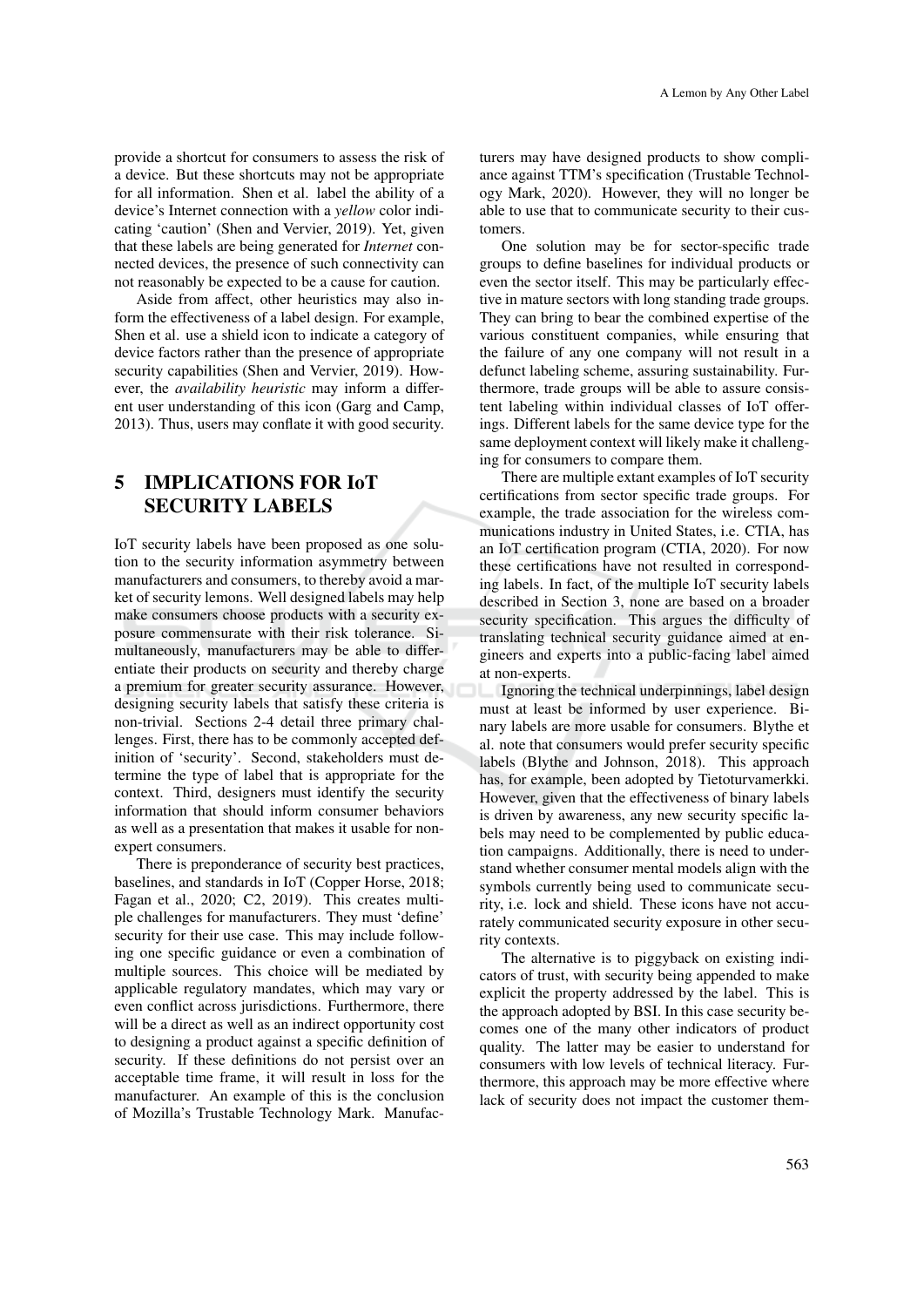provide a shortcut for consumers to assess the risk of a device. But these shortcuts may not be appropriate for all information. Shen et al. label the ability of a device's Internet connection with a *yellow* color indicating 'caution' (Shen and Vervier, 2019). Yet, given that these labels are being generated for *Internet* connected devices, the presence of such connectivity can not reasonably be expected to be a cause for caution.

Aside from affect, other heuristics may also inform the effectiveness of a label design. For example, Shen et al. use a shield icon to indicate a category of device factors rather than the presence of appropriate security capabilities (Shen and Vervier, 2019). However, the *availability heuristic* may inform a different user understanding of this icon (Garg and Camp, 2013). Thus, users may conflate it with good security.

## 5 IMPLICATIONS FOR IoT SECURITY LABELS

IoT security labels have been proposed as one solution to the security information asymmetry between manufacturers and consumers, to thereby avoid a market of security lemons. Well designed labels may help make consumers choose products with a security exposure commensurate with their risk tolerance. Simultaneously, manufacturers may be able to differentiate their products on security and thereby charge a premium for greater security assurance. However, designing security labels that satisfy these criteria is non-trivial. Sections 2-4 detail three primary challenges. First, there has to be commonly accepted definition of 'security'. Second, stakeholders must determine the type of label that is appropriate for the context. Third, designers must identify the security information that should inform consumer behaviors as well as a presentation that makes it usable for non-expert consumers.

There is preponderance of security best practices, baselines, and standards in IoT (Copper Horse, 2018; Fagan et al., 2020; C2, 2019). This creates multiple challenges for manufacturers. They must 'define' security for their use case. This may include following one specific guidance or even a combination of multiple sources. This choice will be mediated by applicable regulatory mandates, which may vary or even conflict across jurisdictions. Furthermore, there will be a direct as well as an indirect opportunity cost to designing a product against a specific definition of security. If these definitions do not persist over an acceptable time frame, it will result in loss for the manufacturer. An example of this is the conclusion of Mozilla's Trustable Technology Mark. Manufacturers may have designed products to show compliance against TTM's specification (Trustable Technology Mark, 2020). However, they will no longer be able to use that to communicate security to their customers.

One solution may be for sector-specific trade groups to define baselines for individual products or even the sector itself. This may be particularly effective in mature sectors with long standing trade groups. They can bring to bear the combined expertise of the various constituent companies, while ensuring that the failure of any one company will not result in a defunct labeling scheme, assuring sustainability. Furthermore, trade groups will be able to assure consistent labeling within individual classes of IoT offerings. Different labels for the same device type for the same deployment context will likely make it challenging for consumers to compare them.

There are multiple extant examples of IoT security certifications from sector specific trade groups. For example, the trade association for the wireless communications industry in United States, i.e. CTIA, has an IoT certification program (CTIA, 2020). For now these certifications have not resulted in corresponding labels. In fact, of the multiple IoT security labels described in Section 3, none are based on a broader security specification. This argues the difficulty of translating technical security guidance aimed at engineers and experts into a public-facing label aimed at non-experts.

Ignoring the technical underpinnings, label design must at least be informed by user experience. Binary labels are more usable for consumers. Blythe et al. note that consumers would prefer security specific labels (Blythe and Johnson, 2018). This approach has, for example, been adopted by Tietoturvamerkki. However, given that the effectiveness of binary labels is driven by awareness, any new security specific labels may need to be complemented by public education campaigns. Additionally, there is need to understand whether consumer mental models align with the symbols currently being used to communicate security, i.e. lock and shield. These icons have not accurately communicated security exposure in other security contexts.

The alternative is to piggyback on existing indicators of trust, with security being appended to make explicit the property addressed by the label. This is the approach adopted by BSI. In this case security becomes one of the many other indicators of product quality. The latter may be easier to understand for consumers with low levels of technical literacy. Furthermore, this approach may be more effective where lack of security does not impact the customer them-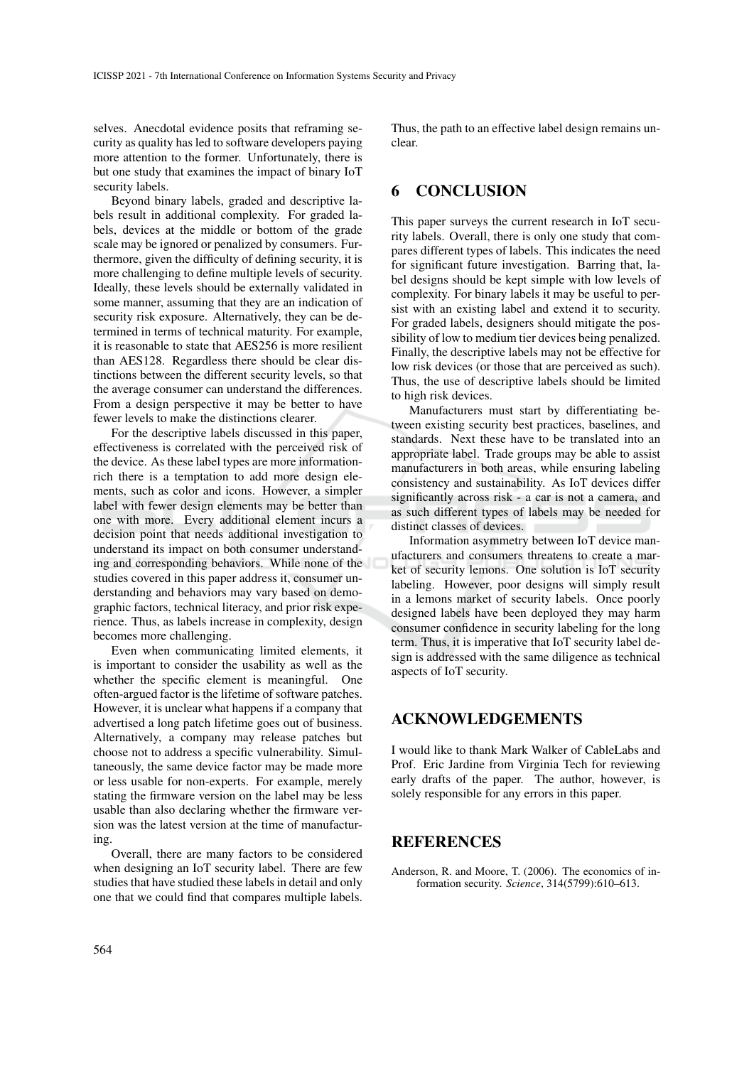selves. Anecdotal evidence posits that reframing security as quality has led to software developers paying more attention to the former. Unfortunately, there is but one study that examines the impact of binary IoT security labels.

Beyond binary labels, graded and descriptive labels result in additional complexity. For graded labels, devices at the middle or bottom of the grade scale may be ignored or penalized by consumers. Furthermore, given the difficulty of defining security, it is more challenging to define multiple levels of security. Ideally, these levels should be externally validated in some manner, assuming that they are an indication of security risk exposure. Alternatively, they can be determined in terms of technical maturity. For example, it is reasonable to state that AES256 is more resilient than AES128. Regardless there should be clear distinctions between the different security levels, so that the average consumer can understand the differences. From a design perspective it may be better to have fewer levels to make the distinctions clearer.

For the descriptive labels discussed in this paper, effectiveness is correlated with the perceived risk of the device. As these label types are more information-rich there is a temptation to add more design elements, such as color and icons. However, a simpler label with fewer design elements may be better than one with more. Every additional element incurs a decision point that needs additional investigation to understand its impact on both consumer understanding and corresponding behaviors. While none of the studies covered in this paper address it, consumer understanding and behaviors may vary based on demographic factors, technical literacy, and prior risk experience. Thus, as labels increase in complexity, design becomes more challenging.

Even when communicating limited elements, it is important to consider the usability as well as the whether the specific element is meaningful. One often-argued factor is the lifetime of software patches. However, it is unclear what happens if a company that advertised a long patch lifetime goes out of business. Alternatively, a company may release patches but choose not to address a specific vulnerability. Simultaneously, the same device factor may be made more or less usable for non-experts. For example, merely stating the firmware version on the label may be less usable than also declaring whether the firmware version was the latest version at the time of manufacturing.

Overall, there are many factors to be considered when designing an IoT security label. There are few studies that have studied these labels in detail and only one that we could find that compares multiple labels. Thus, the path to an effective label design remains unclear.

## 6 CONCLUSION

This paper surveys the current research in IoT security labels. Overall, there is only one study that compares different types of labels. This indicates the need for significant future investigation. Barring that, label designs should be kept simple with low levels of complexity. For binary labels it may be useful to persist with an existing label and extend it to security. For graded labels, designers should mitigate the possibility of low to medium tier devices being penalized. Finally, the descriptive labels may not be effective for low risk devices (or those that are perceived as such). Thus, the use of descriptive labels should be limited to high risk devices.

Manufacturers must start by differentiating between existing security best practices, baselines, and standards. Next these have to be translated into an appropriate label. Trade groups may be able to assist manufacturers in both areas, while ensuring labeling consistency and sustainability. As IoT devices differ significantly across risk - a car is not a camera, and as such different types of labels may be needed for distinct classes of devices.

Information asymmetry between IoT device manufacturers and consumers threatens to create a market of security lemons. One solution is IoT security labeling. However, poor designs will simply result in a lemons market of security labels. Once poorly designed labels have been deployed they may harm consumer confidence in security labeling for the long term. Thus, it is imperative that IoT security label design is addressed with the same diligence as technical aspects of IoT security.

## ACKNOWLEDGEMENTS

I would like to thank Mark Walker of CableLabs and Prof. Eric Jardine from Virginia Tech for reviewing early drafts of the paper. The author, however, is solely responsible for any errors in this paper.

## REFERENCES

Anderson, R. and Moore, T. (2006). The economics of information security. *Science*, 314(5799):610–613.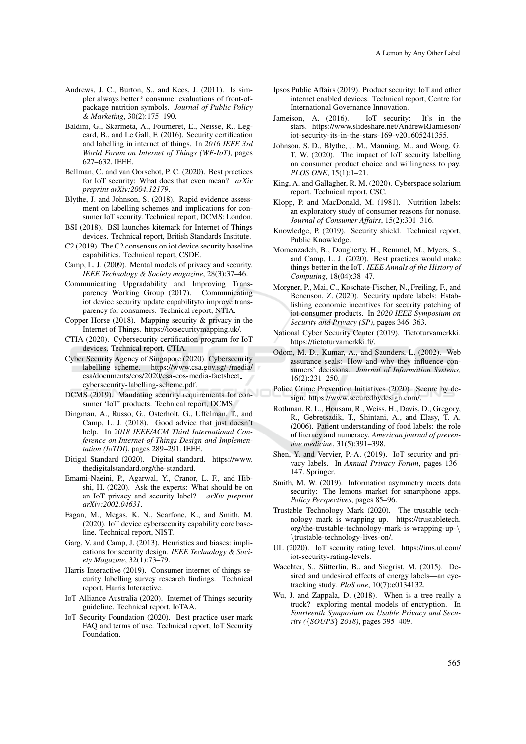Andrews, J. C., Burton, S., and Kees, J. (2011). Is simpler always better? consumer evaluations of front-of-package nutrition symbols. *Journal of Public Policy & Marketing*, 30(2):175–190.

Baldini, G., Skarmeta, A., Fourneret, E., Neisse, R., Legeard, B., and Le Gall, F. (2016). Security certification and labelling in internet of things. In *2016 IEEE 3rd World Forum on Internet of Things (WF-IoT)*, pages 627–632. IEEE.

Bellman, C. and van Oorschot, P. C. (2020). Best practices for IoT security: What does that even mean? *arXiv preprint arXiv:2004.12179*.

Blythe, J. and Johnson, S. (2018). Rapid evidence assessment on labelling schemes and implications for consumer IoT security. Technical report, DCMS: London.

BSI (2018). BSI launches kitemark for Internet of Things devices. Technical report, British Standards Institute.

C2 (2019). The C2 consensus on iot device security baseline capabilities. Technical report, CSDE.

Camp, L. J. (2009). Mental models of privacy and security. *IEEE Technology & Society magazine*, 28(3):37–46.

Communicating Upgradability and Improving Transparency Working Group (2017). Communicating iot device security update capabilityto improve transparency for consumers. Technical report, NTIA.

Copper Horse (2018). Mapping security & privacy in the Internet of Things. https://iotsecuritymapping.uk/.

CTIA (2020). Cybersecurity certification program for IoT devices. Technical report, CTIA.

Cyber Security Agency of Singapore (2020). Cybersecurity labelling scheme. https://www.csa.gov.sg/-/media/csa/documents/cos/2020/csa-cos-media-factsheet_cybersecurity-labelling-scheme.pdf.

DCMS (2019). Mandating security requirements for consumer 'IoT' products. Technical report, DCMS.

Dingman, A., Russo, G., Osterholt, G., Uffelman, T., and Camp, L. J. (2018). Good advice that just doesn't help. In *2018 IEEE/ACM Third International Conference on Internet-of-Things Design and Implementation (IoTDI)*, pages 289–291. IEEE.

Ditigal Standard (2020). Digital standard. https://www.thedigitalstandard.org/the-standard.

Emami-Naeini, P., Agarwal, Y., Cranor, L. F., and Hibshi, H. (2020). Ask the experts: What should be on an IoT privacy and security label? *arXiv preprint arXiv:2002.04631*.

Fagan, M., Megas, K. N., Scarfone, K., and Smith, M. (2020). IoT device cybersecurity capability core baseline. Technical report, NIST.

Garg, V. and Camp, J. (2013). Heuristics and biases: implications for security design. *IEEE Technology & Society Magazine*, 32(1):73–79.

Harris Interactive (2019). Consumer internet of things security labelling survey research findings. Technical report, Harris Interactive.

IoT Alliance Australia (2020). Internet of Things security guideline. Technical report, IoTAA.

IoT Security Foundation (2020). Best practice user mark FAQ and terms of use. Technical report, IoT Security Foundation.

Ipsos Public Affairs (2019). Product security: IoT and other internet enabled devices. Technical report, Centre for International Governance Innovation.

Jameison, A. (2016). IoT security: It's in the stars. https://www.slideshare.net/AndrewRJamieson/iot-security-its-in-the-stars-169-v201605241355.

Johnson, S. D., Blythe, J. M., Manning, M., and Wong, G. T. W. (2020). The impact of IoT security labelling on consumer product choice and willingness to pay. *PLOS ONE*, 15(1):1–21.

King, A. and Gallagher, R. M. (2020). Cyberspace solarium report. Technical report, CSC.

Klopp, P. and MacDonald, M. (1981). Nutrition labels: an exploratory study of consumer reasons for nonuse. *Journal of Consumer Affairs*, 15(2):301–316.

Knowledge, P. (2019). Security shield. Technical report, Public Knowledge.

Momenzadeh, B., Dougherty, H., Remmel, M., Myers, S., and Camp, L. J. (2020). Best practices would make things better in the IoT. *IEEE Annals of the History of Computing*, 18(04):38–47.

Morgner, P., Mai, C., Koschate-Fischer, N., Freiling, F., and Benenson, Z. (2020). Security update labels: Establishing economic incentives for security patching of iot consumer products. In *2020 IEEE Symposium on Security and Privacy (SP)*, pages 346–363.

National Cyber Security Center (2019). Tietoturvamerkki. https://tietoturvamerkki.fi/.

Odom, M. D., Kumar, A., and Saunders, L. (2002). Web assurance seals: How and why they influence consumers' decisions. *Journal of Information Systems*, 16(2):231–250.

Police Crime Prevention Initiatives (2020). Secure by design. https://www.securedbydesign.com/.

Rothman, R. L., Housam, R., Weiss, H., Davis, D., Gregory, R., Gebretsadik, T., Shintani, A., and Elasy, T. A. (2006). Patient understanding of food labels: the role of literacy and numeracy. *American journal of preventive medicine*, 31(5):391–398.

Shen, Y. and Vervier, P.-A. (2019). IoT security and privacy labels. In *Annual Privacy Forum*, pages 136–147. Springer.

Smith, M. W. (2019). Information asymmetry meets data security: The lemons market for smartphone apps. *Policy Perspectives*, pages 85–96.

Trustable Technology Mark (2020). The trustable technology mark is wrapping up. https://trustabletech.org/the-trustable-technology-mark-is-wrapping-up-\\trustable-technology-lives-on/.

UL (2020). IoT security rating level. https://ims.ul.com/iot-security-rating-levels.

Waechter, S., Sütterlin, B., and Siegrist, M. (2015). Desired and undesired effects of energy labels—an eye-tracking study. *PloS one*, 10(7):e0134132.

Wu, J. and Zappala, D. (2018). When is a tree really a truck? exploring mental models of encryption. In *Fourteenth Symposium on Usable Privacy and Security ({SOUPS} 2018)*, pages 395–409.